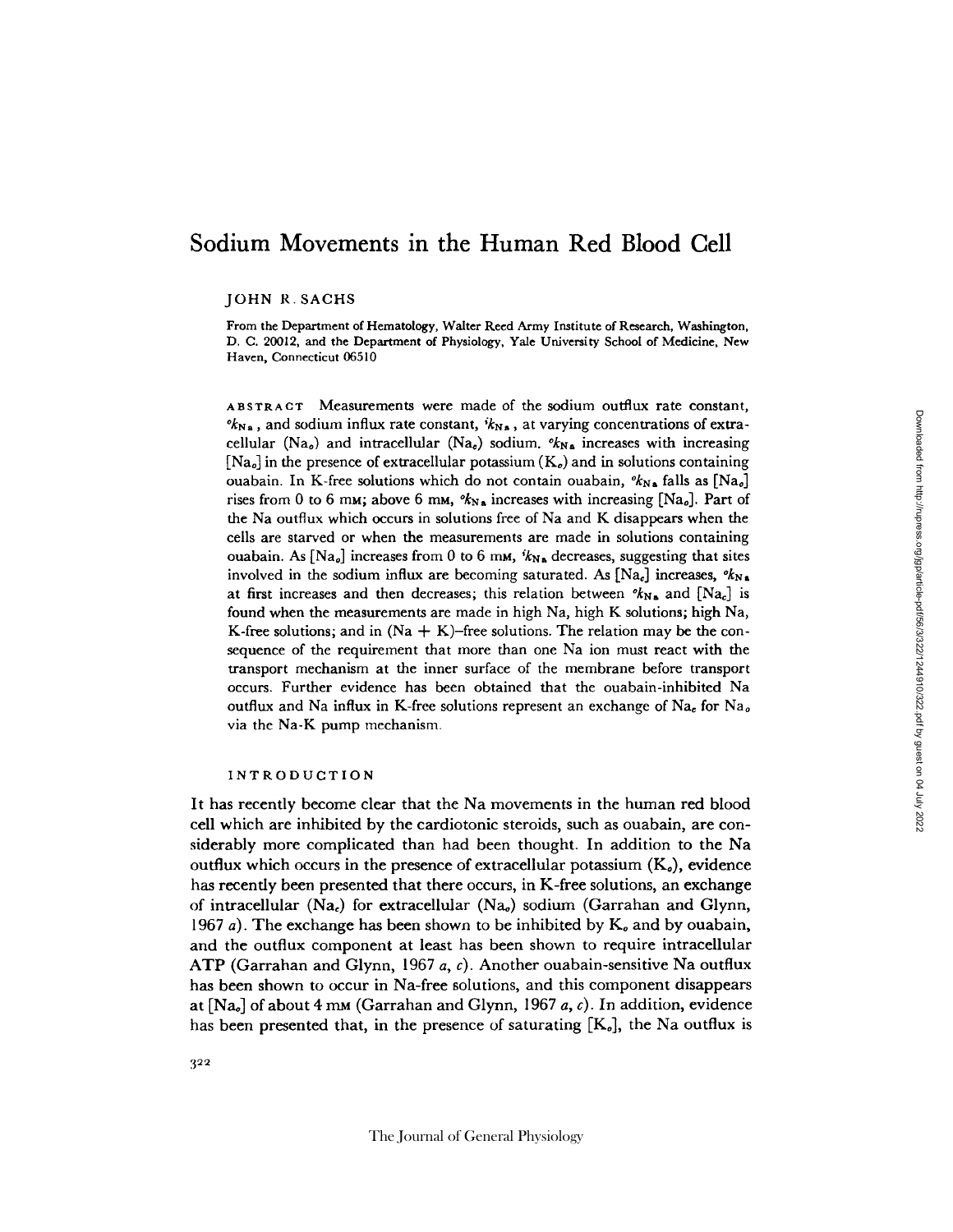# Sodium Movements in the Human Red Blood Cell

JOHN R. SACHS

From the Department of Hematology, Walter Reed Army Institute of Research, Washington, D. C. 20012, and the Department of Physiology, Yale University School of Medicine, New Haven, Connecticut 06510

ABSTRACT Measurements were made of the sodium outflux rate constant, ${}^{o}k_{Na}$, and sodium influx rate constant, ${}^{i}k_{Na}$, at varying concentrations of extracellular ($Na_o$) and intracellular ($Na_c$) sodium. ${}^{o}k_{Na}$ increases with increasing [$Na_o$] in the presence of extracellular potassium ($K_o$) and in solutions containing ouabain. In K-free solutions which do not contain ouabain, ${}^{o}k_{Na}$ falls as [$Na_o$] rises from 0 to 6 mM; above 6 mM, ${}^{o}k_{Na}$ increases with increasing [$Na_o$]. Part of the Na outflux which occurs in solutions free of Na and K disappears when the cells are starved or when the measurements are made in solutions containing ouabain. As [$Na_o$] increases from 0 to 6 mM, ${}^{i}k_{Na}$ decreases, suggesting that sites involved in the sodium influx are becoming saturated. As [$Na_c$] increases, ${}^{o}k_{Na}$ at first increases and then decreases; this relation between ${}^{o}k_{Na}$ and [$Na_c$] is found when the measurements are made in high Na, high K solutions; high Na, K-free solutions; and in (Na + K)–free solutions. The relation may be the consequence of the requirement that more than one Na ion must react with the transport mechanism at the inner surface of the membrane before transport occurs. Further evidence has been obtained that the ouabain-inhibited Na outflux and Na influx in K-free solutions represent an exchange of $Na_c$ for $Na_o$ via the Na-K pump mechanism.

## INTRODUCTION

It has recently become clear that the Na movements in the human red blood cell which are inhibited by the cardiotonic steroids, such as ouabain, are considerably more complicated than had been thought. In addition to the Na outflux which occurs in the presence of extracellular potassium ($K_o$), evidence has recently been presented that there occurs, in K-free solutions, an exchange of intracellular ($Na_c$) for extracellular ($Na_o$) sodium (Garrahan and Glynn, 1967 *a*). The exchange has been shown to be inhibited by $K_o$ and by ouabain, and the outflux component at least has been shown to require intracellular ATP (Garrahan and Glynn, 1967 *a*, *c*). Another ouabain-sensitive Na outflux has been shown to occur in Na-free solutions, and this component disappears at [$Na_o$] of about 4 mM (Garrahan and Glynn, 1967 *a*, *c*). In addition, evidence has been presented that, in the presence of saturating [$K_o$], the Na outflux is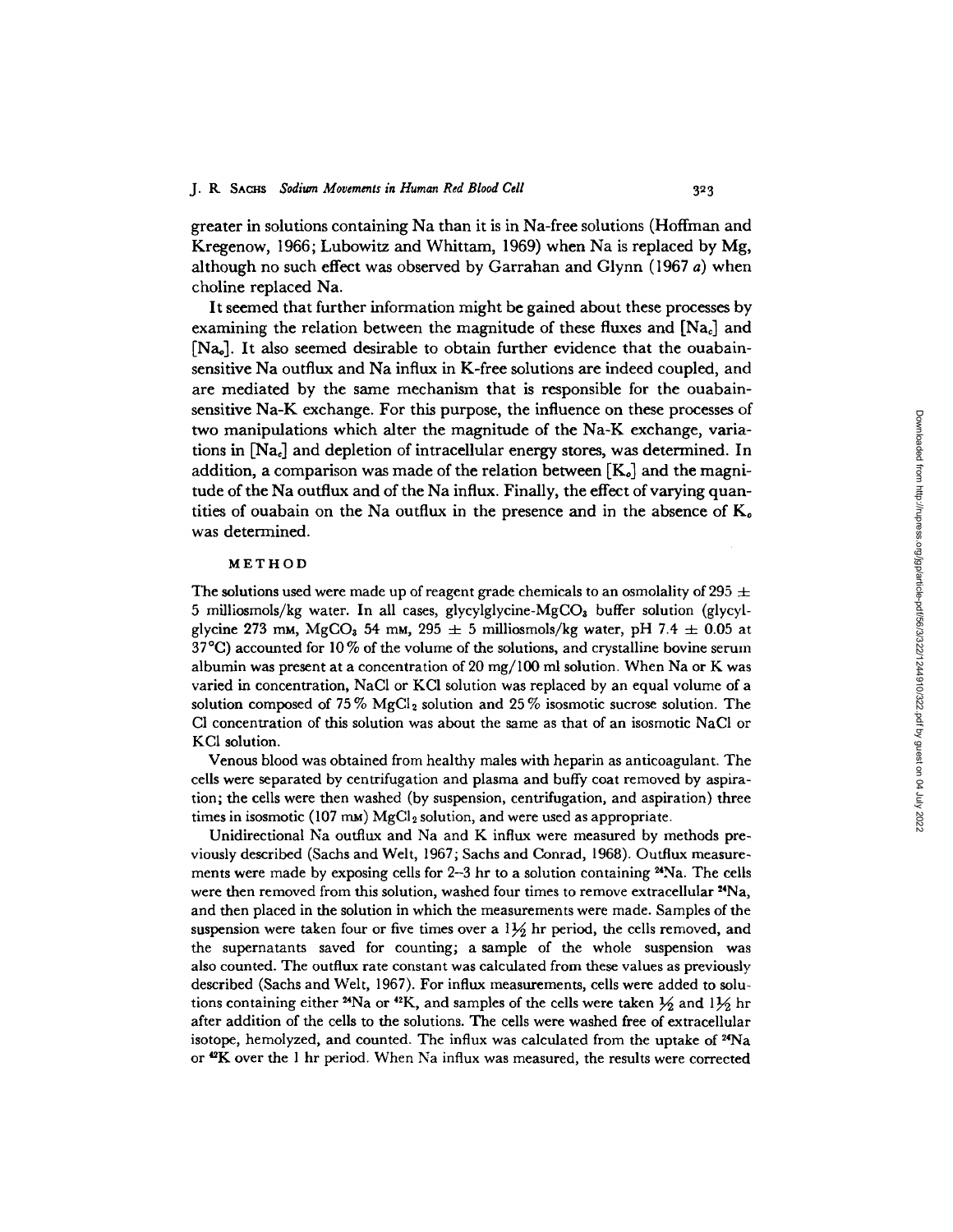greater in solutions containing Na than it is in Na-free solutions (Hoffman and Kregenow, 1966; Lubowitz and Whittam, 1969) when Na is replaced by Mg, although no such effect was observed by Garrahan and Glynn (1967 *a*) when choline replaced Na.

It seemed that further information might be gained about these processes by examining the relation between the magnitude of these fluxes and [$Na_c$] and [$Na_o$]. It also seemed desirable to obtain further evidence that the ouabain-sensitive Na outflux and Na influx in K-free solutions are indeed coupled, and are mediated by the same mechanism that is responsible for the ouabain-sensitive Na-K exchange. For this purpose, the influence on these processes of two manipulations which alter the magnitude of the Na-K exchange, variations in [$Na_c$] and depletion of intracellular energy stores, was determined. In addition, a comparison was made of the relation between [$K_o$] and the magnitude of the Na outflux and of the Na influx. Finally, the effect of varying quantities of ouabain on the Na outflux in the presence and in the absence of $K_o$ was determined.

## METHOD

The solutions used were made up of reagent grade chemicals to an osmolality of 295 ± 5 milliosmols/kg water. In all cases, glycylglycine-$MgCO_3$ buffer solution (glycylglycine 273 mM, $MgCO_3$ 54 mM, 295 ± 5 milliosmols/kg water, pH 7.4 ± 0.05 at 37°C) accounted for 10% of the volume of the solutions, and crystalline bovine serum albumin was present at a concentration of 20 mg/100 ml solution. When Na or K was varied in concentration, NaCl or KCl solution was replaced by an equal volume of a solution composed of 75% $MgCl_2$ solution and 25% isosmotic sucrose solution. The Cl concentration of this solution was about the same as that of an isosmotic NaCl or KCl solution.

Venous blood was obtained from healthy males with heparin as anticoagulant. The cells were separated by centrifugation and plasma and buffy coat removed by aspiration; the cells were then washed (by suspension, centrifugation, and aspiration) three times in isosmotic (107 mM) $MgCl_2$ solution, and were used as appropriate.

Unidirectional Na outflux and Na and K influx were measured by methods previously described (Sachs and Welt, 1967; Sachs and Conrad, 1968). Outflux measurements were made by exposing cells for 2–3 hr to a solution containing $^{24}Na$. The cells were then removed from this solution, washed four times to remove extracellular $^{24}Na$, and then placed in the solution in which the measurements were made. Samples of the suspension were taken four or five times over a 1½ hr period, the cells removed, and the supernatants saved for counting; a sample of the whole suspension was also counted. The outflux rate constant was calculated from these values as previously described (Sachs and Welt, 1967). For influx measurements, cells were added to solutions containing either $^{24}Na$ or $^{42}K$, and samples of the cells were taken ½ and 1½ hr after addition of the cells to the solutions. The cells were washed free of extracellular isotope, hemolyzed, and counted. The influx was calculated from the uptake of $^{24}Na$ or $^{42}K$ over the 1 hr period. When Na influx was measured, the results were corrected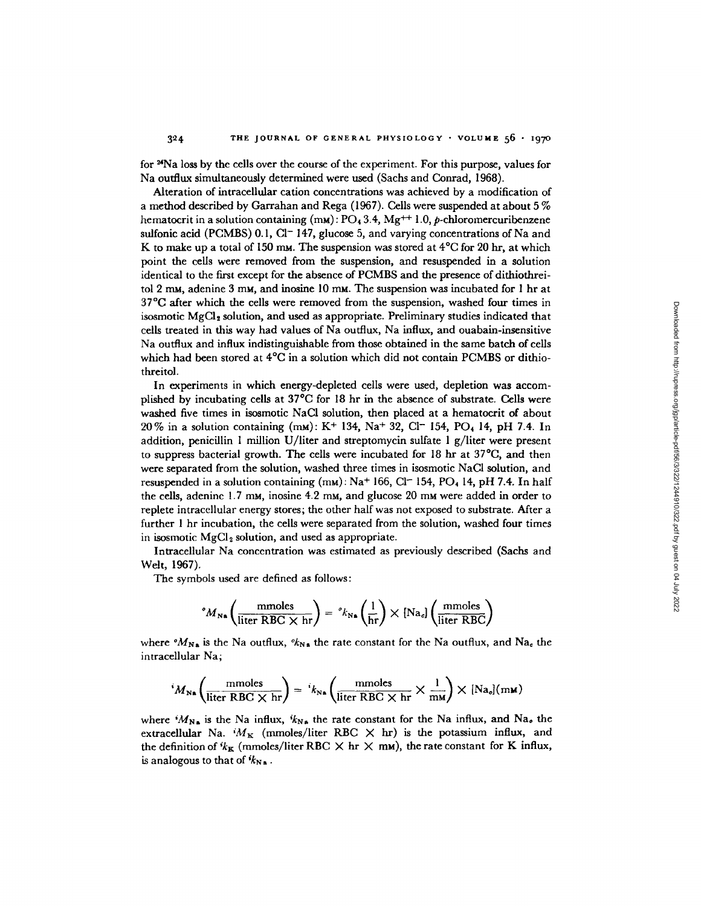for $^{24}Na$ loss by the cells over the course of the experiment. For this purpose, values for Na outflux simultaneously determined were used (Sachs and Conrad, 1968).

Alteration of intracellular cation concentrations was achieved by a modification of a method described by Garrahan and Rega (1967). Cells were suspended at about 5% hematocrit in a solution containing (mM): $PO_4$ 3.4, $Mg^{++}$ 1.0, p-chloromercuribenzene sulfonic acid (PCMBS) 0.1, $Cl^-$ 147, glucose 5, and varying concentrations of Na and K to make up a total of 150 mM. The suspension was stored at 4°C for 20 hr, at which point the cells were removed from the suspension, and resuspended in a solution identical to the first except for the absence of PCMBS and the presence of dithiothreitol 2 mM, adenine 3 mM, and inosine 10 mM. The suspension was incubated for 1 hr at 37°C after which the cells were removed from the suspension, washed four times in isosmotic $MgCl_2$ solution, and used as appropriate. Preliminary studies indicated that cells treated in this way had values of Na outflux, Na influx, and ouabain-insensitive Na outflux and influx indistinguishable from those obtained in the same batch of cells which had been stored at 4°C in a solution which did not contain PCMBS or dithiothreitol.

In experiments in which energy-depleted cells were used, depletion was accomplished by incubating cells at 37°C for 18 hr in the absence of substrate. Cells were washed five times in isosmotic NaCl solution, then placed at a hematocrit of about 20% in a solution containing (mM): $K^+$ 134, $Na^+$ 32, $Cl^-$ 154, $PO_4$ 14, pH 7.4. In addition, penicillin 1 million U/liter and streptomycin sulfate 1 g/liter were present to suppress bacterial growth. The cells were incubated for 18 hr at 37°C, and then were separated from the solution, washed three times in isosmotic NaCl solution, and resuspended in a solution containing (mM): $Na^+$ 166, $Cl^-$ 154, $PO_4$ 14, pH 7.4. In half the cells, adenine 1.7 mM, inosine 4.2 mM, and glucose 20 mM were added in order to replete intracellular energy stores; the other half was not exposed to substrate. After a further 1 hr incubation, the cells were separated from the solution, washed four times in isosmotic $MgCl_2$ solution, and used as appropriate.

Intracellular Na concentration was estimated as previously described (Sachs and Welt, 1967).

The symbols used are defined as follows:

$$^{o}M_{Na}\left(\frac{\text{mmoles}}{\text{liter RBC} \times \text{hr}}\right) = {}^{o}k_{Na}\left(\frac{1}{\text{hr}}\right) \times [\text{Na}_c]\left(\frac{\text{mmoles}}{\text{liter RBC}}\right)$$

where $^{o}M_{Na}$ is the Na outflux, $^{o}k_{Na}$ the rate constant for the Na outflux, and $Na_c$ the intracellular Na;

$$^{i}M_{Na}\left(\frac{\text{mmoles}}{\text{liter RBC} \times \text{hr}}\right) = {}^{i}k_{Na}\left(\frac{\text{mmoles}}{\text{liter RBC} \times \text{hr}} \times \frac{1}{\text{mM}}\right) \times [\text{Na}_o](\text{mM})$$

where $^{i}M_{Na}$ is the Na influx, $^{i}k_{Na}$ the rate constant for the Na influx, and $Na_o$ the extracellular Na. $^{i}M_K$ (mmoles/liter RBC × hr) is the potassium influx, and the definition of $^{i}k_K$ (mmoles/liter RBC × hr × mM), the rate constant for K influx, is analogous to that of $^{i}k_{Na}$.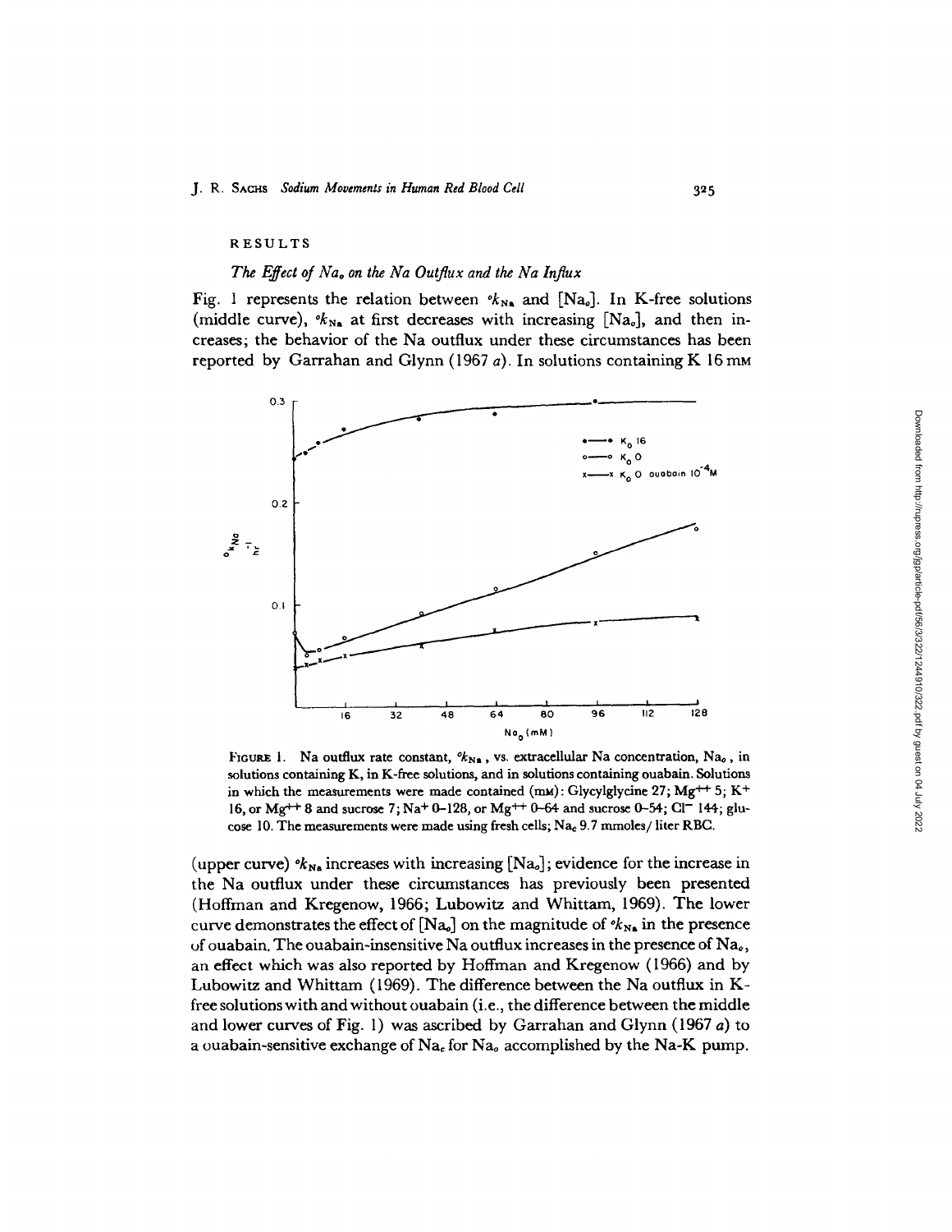## RESULTS

### *The Effect of $Na_o$ on the Na Outflux and the Na Influx*

Fig. 1 represents the relation between ${}^ok_{Na}$ and $[Na_o]$. In K-free solutions (middle curve), ${}^ok_{Na}$ at first decreases with increasing $[Na_o]$, and then increases; the behavior of the Na outflux under these circumstances has been reported by Garrahan and Glynn (1967 *a*). In solutions containing K 16 mM

FIGURE 1. Na outflux rate constant, ${}^ok_{Na}$, vs. extracellular Na concentration, $Na_o$, in solutions containing K, in K-free solutions, and in solutions containing ouabain. Solutions in which the measurements were made contained (mM): Glycylglycine 27; $Mg^{++}$ 5; $K^+$ 16, or $Mg^{++}$ 8 and sucrose 7; $Na^+$ 0–128, or $Mg^{++}$ 0–64 and sucrose 0–54; $Cl^-$ 144; glucose 10. The measurements were made using fresh cells; $Na_c$ 9.7 mmoles/liter RBC.

(upper curve) ${}^ok_{Na}$ increases with increasing $[Na_o]$; evidence for the increase in the Na outflux under these circumstances has previously been presented (Hoffman and Kregenow, 1966; Lubowitz and Whittam, 1969). The lower curve demonstrates the effect of $[Na_o]$ on the magnitude of ${}^ok_{Na}$ in the presence of ouabain. The ouabain-insensitive Na outflux increases in the presence of $Na_o$, an effect which was also reported by Hoffman and Kregenow (1966) and by Lubowitz and Whittam (1969). The difference between the Na outflux in K-free solutions with and without ouabain (i.e., the difference between the middle and lower curves of Fig. 1) was ascribed by Garrahan and Glynn (1967 *a*) to a ouabain-sensitive exchange of $Na_c$ for $Na_o$ accomplished by the Na-K pump.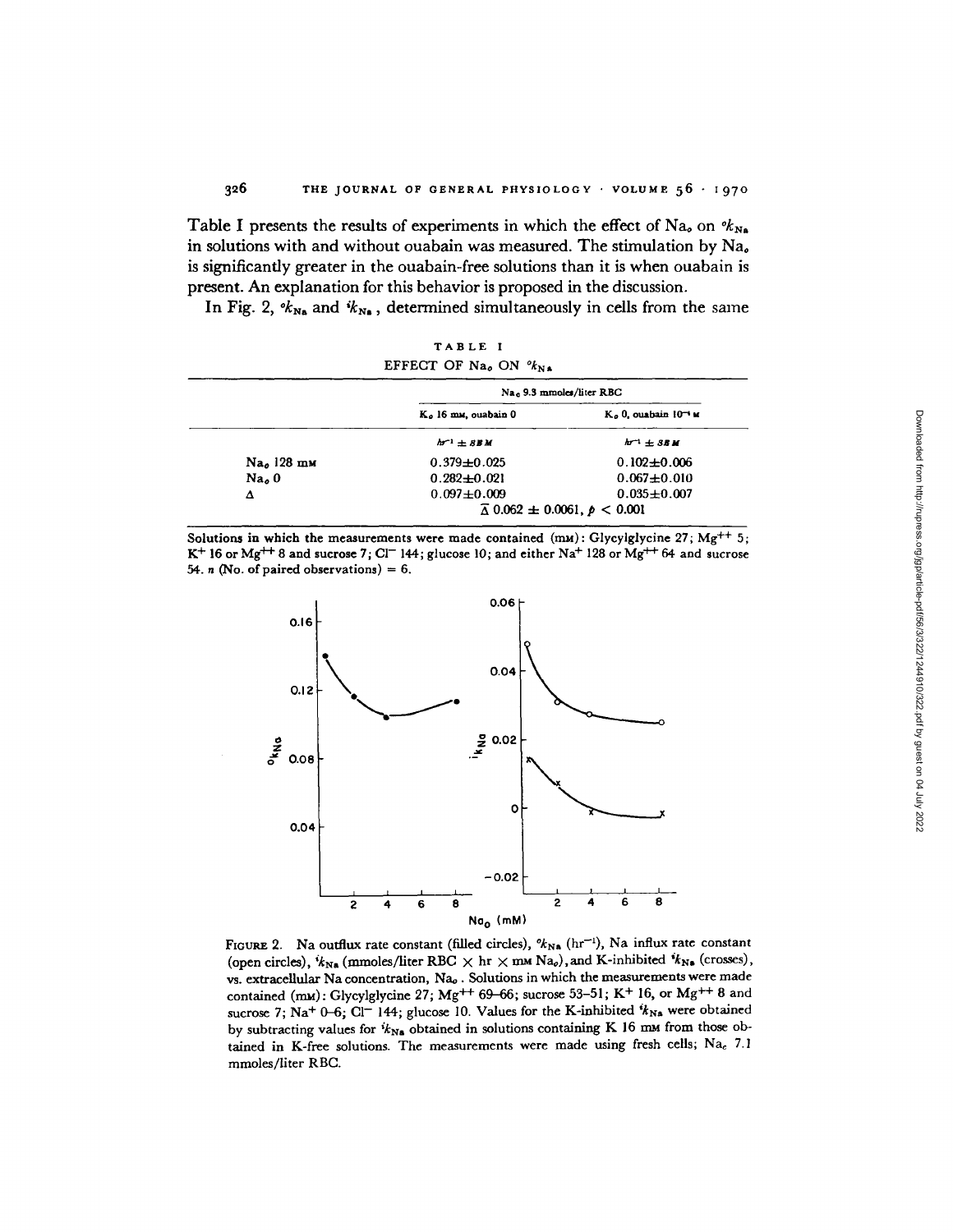Table I presents the results of experiments in which the effect of $Na_o$ on ${}^{o}k_{Na}$ in solutions with and without ouabain was measured. The stimulation by $Na_o$ is significantly greater in the ouabain-free solutions than it is when ouabain is present. An explanation for this behavior is proposed in the discussion.

In Fig. 2, ${}^{o}k_{Na}$ and ${}^{i}k_{Na}$, determined simultaneously in cells from the same

TABLE I

EFFECT OF $Na_o$ ON ${}^{o}k_{Na}$

| | $Na_c$ 9.3 mmoles/liter RBC | |
|---|---|---|
| | $K_o$ 16 mM, ouabain 0 | $K_o$ 0, ouabain $10^{-4}$ M |
| | $hr^{-1} \pm$ SEM | $hr^{-1} \pm$ SEM |
| $Na_o$ 128 mM | 0.379±0.025 | 0.102±0.006 |
| $Na_o$ 0 | 0.282±0.021 | 0.067±0.010 |
| Δ | 0.097±0.009 | 0.035±0.007 |
| | $\bar{\Delta}$ 0.062 ± 0.0061, $p < 0.001$ | |

Solutions in which the measurements were made contained (mM): Glycylglycine 27; $Mg^{++}$ 5; $K^+$ 16 or $Mg^{++}$ 8 and sucrose 7; $Cl^-$ 144; glucose 10; and either $Na^+$ 128 or $Mg^{++}$ 64 and sucrose 54. $n$ (No. of paired observations) = 6.

FIGURE 2. Na outflux rate constant (filled circles), ${}^{o}k_{Na}$ ($hr^{-1}$), Na influx rate constant (open circles), ${}^{i}k_{Na}$ (mmoles/liter RBC × hr × mM $Na_o$), and K-inhibited ${}^{i}k_{Na}$ (crosses), vs. extracellular Na concentration, $Na_o$. Solutions in which the measurements were made contained (mM): Glycylglycine 27; $Mg^{++}$ 69–66; sucrose 53–51; $K^+$ 16, or $Mg^{++}$ 8 and sucrose 7; $Na^+$ 0–6; $Cl^-$ 144; glucose 10. Values for the K-inhibited ${}^{i}k_{Na}$ were obtained by subtracting values for ${}^{i}k_{Na}$ obtained in solutions containing K 16 mM from those obtained in K-free solutions. The measurements were made using fresh cells; $Na_c$ 7.1 mmoles/liter RBC.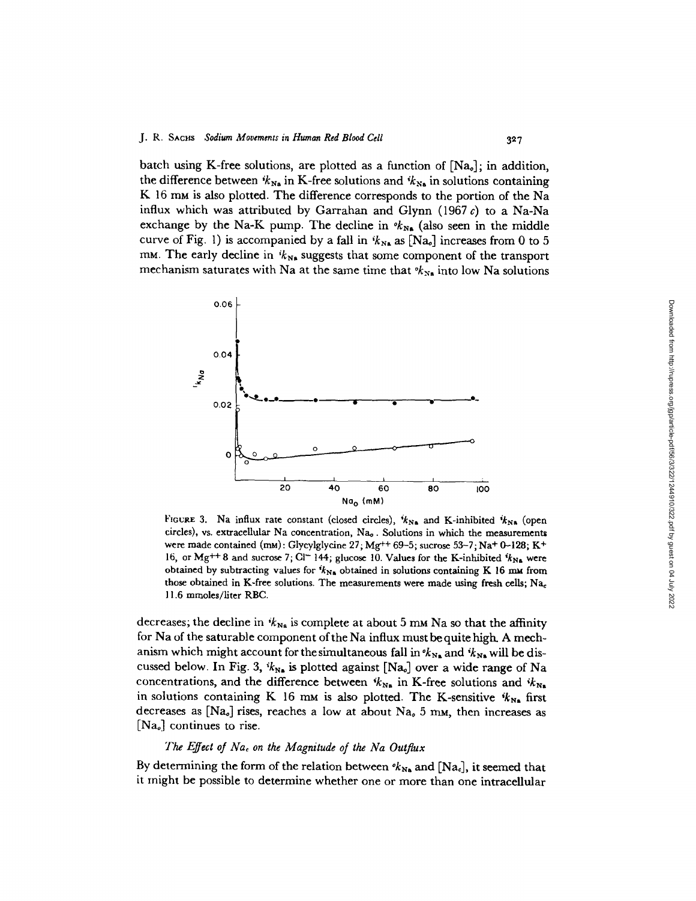batch using K-free solutions, are plotted as a function of [$Na_o$]; in addition, the difference between $^ik_{Na}$ in K-free solutions and $^ik_{Na}$ in solutions containing K 16 mM is also plotted. The difference corresponds to the portion of the Na influx which was attributed by Garrahan and Glynn (1967 *c*) to a Na-Na exchange by the Na-K pump. The decline in $^ok_{Na}$ (also seen in the middle curve of Fig. 1) is accompanied by a fall in $^ik_{Na}$ as [$Na_o$] increases from 0 to 5 mM. The early decline in $^ik_{Na}$ suggests that some component of the transport mechanism saturates with Na at the same time that $^ok_{Na}$ into low Na solutions

FIGURE 3. Na influx rate constant (closed circles), $^ik_{Na}$ and K-inhibited $^ik_{Na}$ (open circles), vs. extracellular Na concentration, $Na_o$. Solutions in which the measurements were made contained (mM): Glycylglycine 27; $Mg^{++}$ 69–5; sucrose 53–7; $Na^+$ 0–128; $K^+$ 16, or $Mg^{++}$ 8 and sucrose 7; $Cl^-$ 144; glucose 10. Values for the K-inhibited $^ik_{Na}$ were obtained by subtracting values for $^ik_{Na}$ obtained in solutions containing K 16 mM from those obtained in K-free solutions. The measurements were made using fresh cells; $Na_c$ 11.6 mmoles/liter RBC.

decreases; the decline in $^ik_{Na}$ is complete at about 5 mM Na so that the affinity for Na of the saturable component of the Na influx must be quite high. A mechanism which might account for the simultaneous fall in $^ok_{Na}$ and $^ik_{Na}$ will be discussed below. In Fig. 3, $^ik_{Na}$ is plotted against [$Na_o$] over a wide range of Na concentrations, and the difference between $^ik_{Na}$ in K-free solutions and $^ik_{Na}$ in solutions containing K 16 mM is also plotted. The K-sensitive $^ik_{Na}$ first decreases as [$Na_o$] rises, reaches a low at about $Na_o$ 5 mM, then increases as [$Na_o$] continues to rise.

### *The Effect of $Na_c$ on the Magnitude of the Na Outflux*

By determining the form of the relation between $^ok_{Na}$ and [$Na_c$], it seemed that it might be possible to determine whether one or more than one intracellular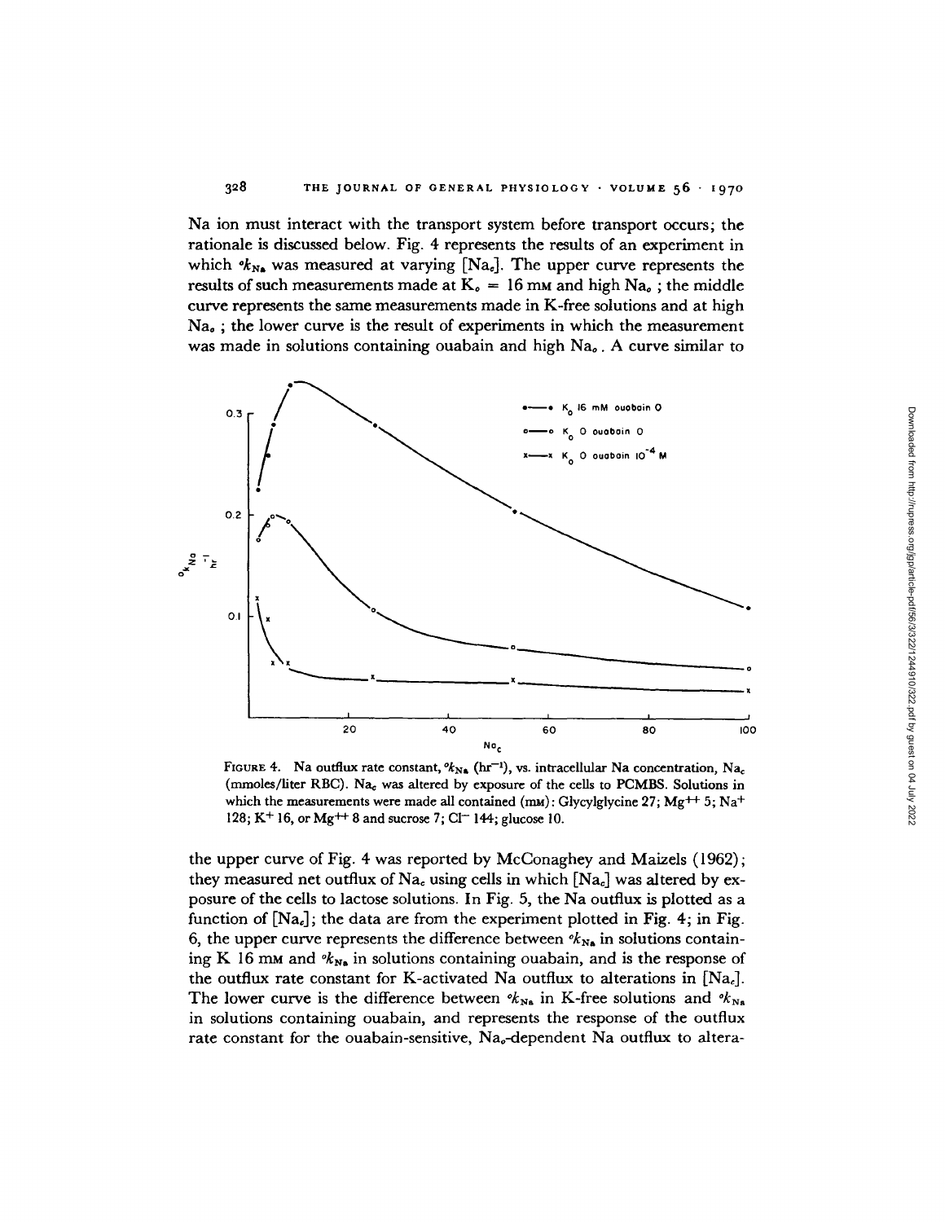Na ion must interact with the transport system before transport occurs; the rationale is discussed below. Fig. 4 represents the results of an experiment in which ${}^{o}k_{Na}$ was measured at varying [$Na_c$]. The upper curve represents the results of such measurements made at $K_o$ = 16 mM and high $Na_o$; the middle curve represents the same measurements made in K-free solutions and at high $Na_o$; the lower curve is the result of experiments in which the measurement was made in solutions containing ouabain and high $Na_o$. A curve similar to

FIGURE 4. Na outflux rate constant, ${}^{o}k_{Na}$ ($hr^{-1}$), vs. intracellular Na concentration, $Na_c$ (mmoles/liter RBC). $Na_c$ was altered by exposure of the cells to PCMBS. Solutions in which the measurements were made all contained (mM): Glycylglycine 27; $Mg^{++}$ 5; $Na^+$ 128; $K^+$ 16, or $Mg^{++}$ 8 and sucrose 7; $Cl^-$ 144; glucose 10.

the upper curve of Fig. 4 was reported by McConaghey and Maizels (1962); they measured net outflux of $Na_c$ using cells in which [$Na_c$] was altered by exposure of the cells to lactose solutions. In Fig. 5, the Na outflux is plotted as a function of [$Na_c$]; the data are from the experiment plotted in Fig. 4; in Fig. 6, the upper curve represents the difference between ${}^{o}k_{Na}$ in solutions containing K 16 mM and ${}^{o}k_{Na}$ in solutions containing ouabain, and is the response of the outflux rate constant for K-activated Na outflux to alterations in [$Na_c$]. The lower curve is the difference between ${}^{o}k_{Na}$ in K-free solutions and ${}^{o}k_{Na}$ in solutions containing ouabain, and represents the response of the outflux rate constant for the ouabain-sensitive, $Na_o$-dependent Na outflux to altera-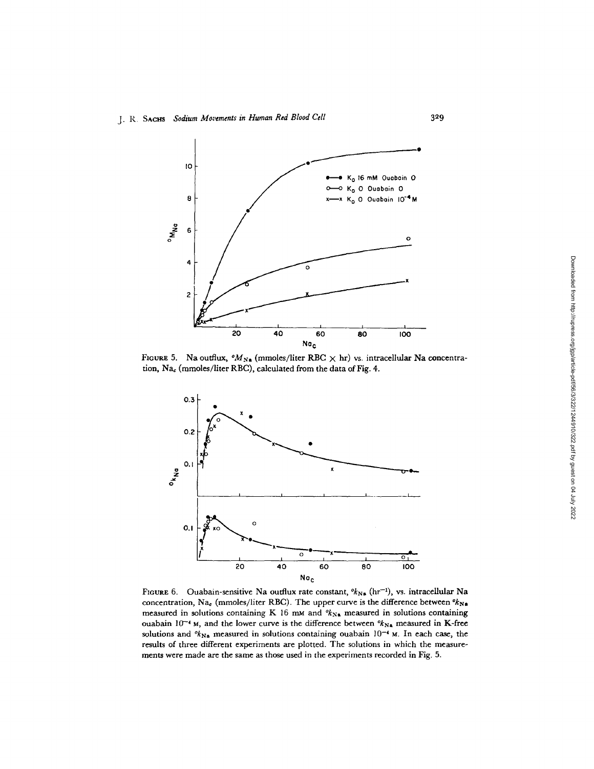FIGURE 5. Na outflux, $^{o}M_{Na}$ (mmoles/liter RBC × hr) vs. intracellular Na concentration, $Na_c$ (mmoles/liter RBC), calculated from the data of Fig. 4.

FIGURE 6. Ouabain-sensitive Na outflux rate constant, $^{o}k_{Na}$ ($hr^{-1}$), vs. intracellular Na concentration, $Na_c$ (mmoles/liter RBC). The upper curve is the difference between $^{o}k_{Na}$ measured in solutions containing K 16 mM and $^{o}k_{Na}$ measured in solutions containing ouabain $10^{-4}$ M, and the lower curve is the difference between $^{o}k_{Na}$ measured in K-free solutions and $^{o}k_{Na}$ measured in solutions containing ouabain $10^{-4}$ M. In each case, the results of three different experiments are plotted. The solutions in which the measurements were made are the same as those used in the experiments recorded in Fig. 5.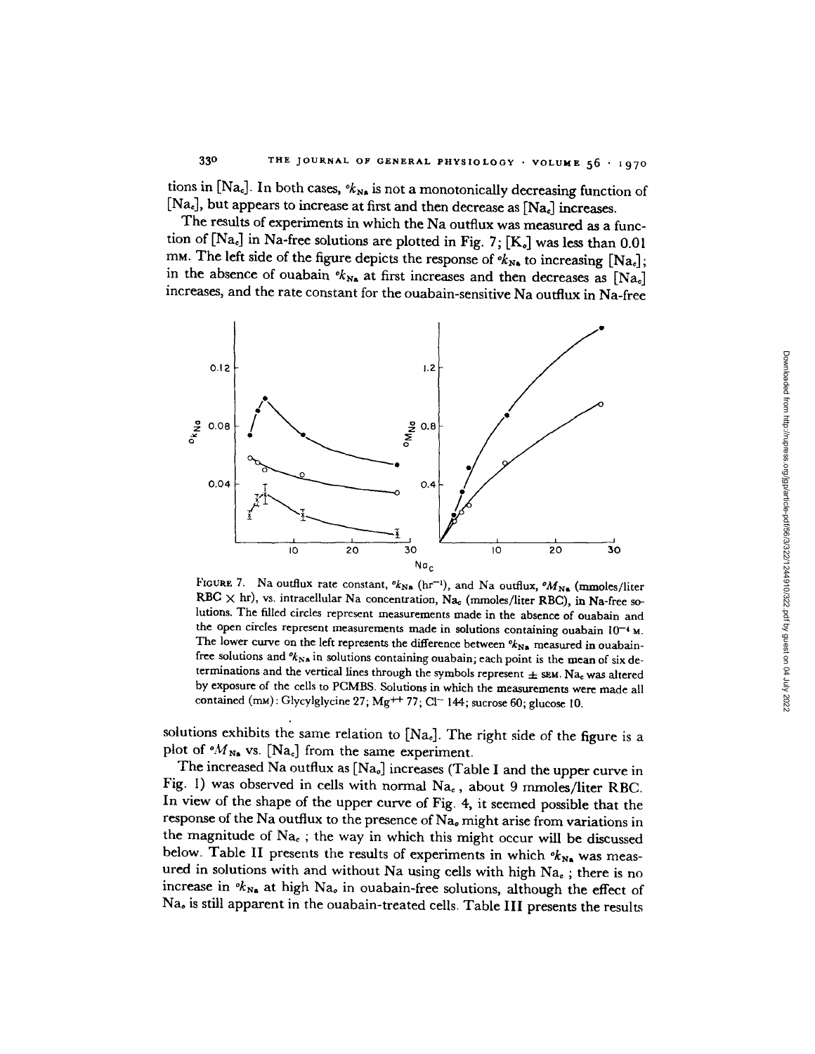tions in [$Na_c$]. In both cases, ${}^{o}k_{Na}$ is not a monotonically decreasing function of [$Na_c$], but appears to increase at first and then decrease as [$Na_c$] increases.

The results of experiments in which the Na outflux was measured as a function of [$Na_c$] in Na-free solutions are plotted in Fig. 7; [$K_o$] was less than 0.01 mM. The left side of the figure depicts the response of ${}^{o}k_{Na}$ to increasing [$Na_c$]; in the absence of ouabain ${}^{o}k_{Na}$ at first increases and then decreases as [$Na_c$] increases, and the rate constant for the ouabain-sensitive Na outflux in Na-free solutions exhibits the same relation to [$Na_c$]. The right side of the figure is a plot of ${}^{o}M_{Na}$ vs. [$Na_c$] from the same experiment.

FIGURE 7. Na outflux rate constant, ${}^{o}k_{Na}$ ($hr^{-1}$), and Na outflux, ${}^{o}M_{Na}$ (mmoles/liter RBC × hr), vs. intracellular Na concentration, $Na_c$ (mmoles/liter RBC), in Na-free solutions. The filled circles represent measurements made in the absence of ouabain and the open circles represent measurements made in solutions containing ouabain $10^{-4}$ M. The lower curve on the left represents the difference between ${}^{o}k_{Na}$ measured in ouabain-free solutions and ${}^{o}k_{Na}$ in solutions containing ouabain; each point is the mean of six determinations and the vertical lines through the symbols represent ± SEM. $Na_c$ was altered by exposure of the cells to PCMBS. Solutions in which the measurements were made all contained (mM): Glycylglycine 27; $Mg^{++}$ 77; $Cl^-$ 144; sucrose 60; glucose 10.

The increased Na outflux as [$Na_o$] increases (Table I and the upper curve in Fig. 1) was observed in cells with normal $Na_c$, about 9 mmoles/liter RBC. In view of the shape of the upper curve of Fig. 4, it seemed possible that the response of the Na outflux to the presence of $Na_o$ might arise from variations in the magnitude of $Na_c$; the way in which this might occur will be discussed below. Table II presents the results of experiments in which ${}^{o}k_{Na}$ was measured in solutions with and without Na using cells with high $Na_c$; there is no increase in ${}^{o}k_{Na}$ at high $Na_o$ in ouabain-free solutions, although the effect of $Na_o$ is still apparent in the ouabain-treated cells. Table III presents the results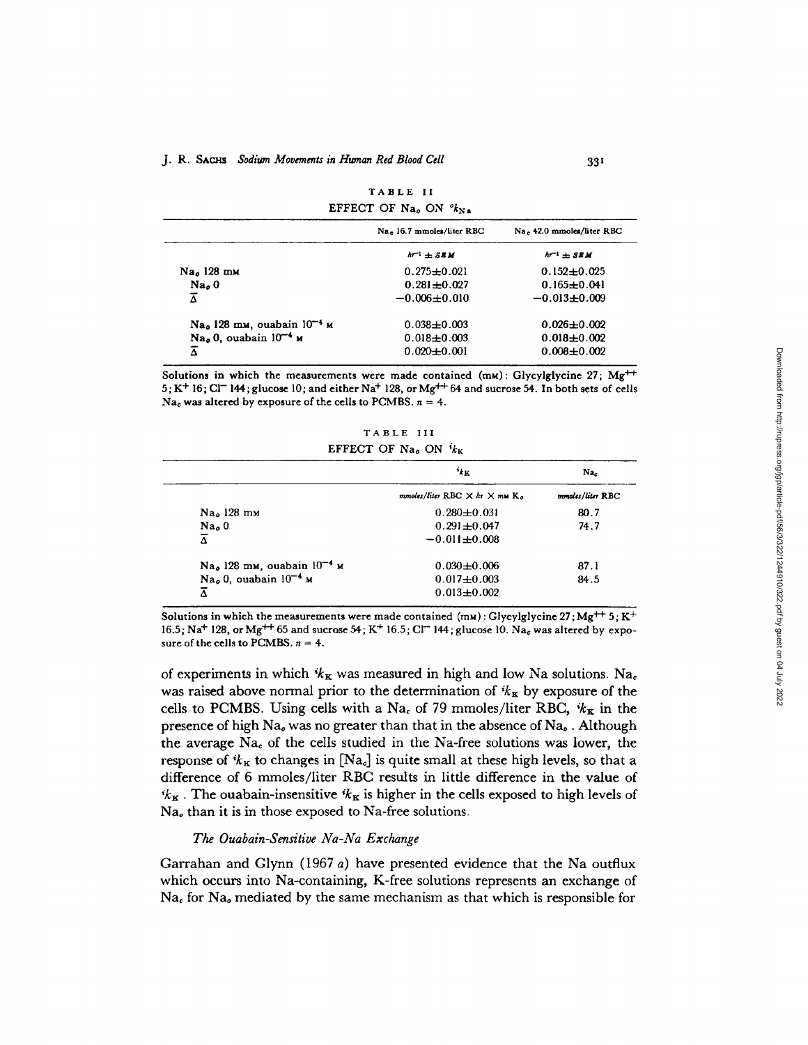TABLE II

EFFECT OF $Na_o$ ON ${}^{o}k_{Na}$

| | $Na_c$ 16.7 mmoles/liter RBC | $Na_c$ 42.0 mmoles/liter RBC |
|---|---|---|
| | $hr^{-1} \pm SEM$ | $hr^{-1} \pm SEM$ |
| $Na_o$ 128 mM | 0.275±0.021 | 0.152±0.025 |
| $Na_o$ 0 | 0.281±0.027 | 0.165±0.041 |
| $\bar{\Delta}$ | −0.006±0.010 | −0.013±0.009 |
| $Na_o$ 128 mM, ouabain $10^{-4}$ M | 0.038±0.003 | 0.026±0.002 |
| $Na_o$ 0, ouabain $10^{-4}$ M | 0.018±0.003 | 0.018±0.002 |
| $\bar{\Delta}$ | 0.020±0.001 | 0.008±0.002 |

Solutions in which the measurements were made contained (mM): Glycylglycine 27; $Mg^{++}$ 5; $K^+$ 16; $Cl^-$ 144; glucose 10; and either $Na^+$ 128, or $Mg^{++}$ 64 and sucrose 54. In both sets of cells $Na_c$ was altered by exposure of the cells to PCMBS. $n = 4$.

TABLE III

EFFECT OF $Na_o$ ON ${}^{i}k_K$

| | ${}^{i}k_K$ | $Na_c$ |
|---|---|---|
| | mmoles/liter RBC × hr × mM $K_o$ | mmoles/liter RBC |
| $Na_o$ 128 mM | 0.280±0.031 | 80.7 |
| $Na_o$ 0 | 0.291±0.047 | 74.7 |
| $\bar{\Delta}$ | −0.011±0.008 | |
| $Na_o$ 128 mM, ouabain $10^{-4}$ M | 0.030±0.006 | 87.1 |
| $Na_o$ 0, ouabain $10^{-4}$ M | 0.017±0.003 | 84.5 |
| $\bar{\Delta}$ | 0.013±0.002 | |

Solutions in which the measurements were made contained (mM): Glycylglycine 27; $Mg^{++}$ 5; $K^+$ 16.5; $Na^+$ 128, or $Mg^{++}$ 65 and sucrose 54; $K^+$ 16.5; $Cl^-$ 144; glucose 10. $Na_c$ was altered by exposure of the cells to PCMBS. $n = 4$.

of experiments in which ${}^{i}k_K$ was measured in high and low Na solutions. $Na_c$ was raised above normal prior to the determination of ${}^{i}k_K$ by exposure of the cells to PCMBS. Using cells with a $Na_c$ of 79 mmoles/liter RBC, ${}^{i}k_K$ in the presence of high $Na_o$ was no greater than that in the absence of $Na_o$. Although the average $Na_c$ of the cells studied in the Na-free solutions was lower, the response of ${}^{i}k_K$ to changes in $[Na_c]$ is quite small at these high levels, so that a difference of 6 mmoles/liter RBC results in little difference in the value of ${}^{i}k_K$. The ouabain-insensitive ${}^{i}k_K$ is higher in the cells exposed to high levels of $Na_o$ than it is in those exposed to Na-free solutions.

### *The Ouabain-Sensitive Na-Na Exchange*

Garrahan and Glynn (1967 *a*) have presented evidence that the Na outflux which occurs into Na-containing, K-free solutions represents an exchange of $Na_c$ for $Na_o$ mediated by the same mechanism as that which is responsible for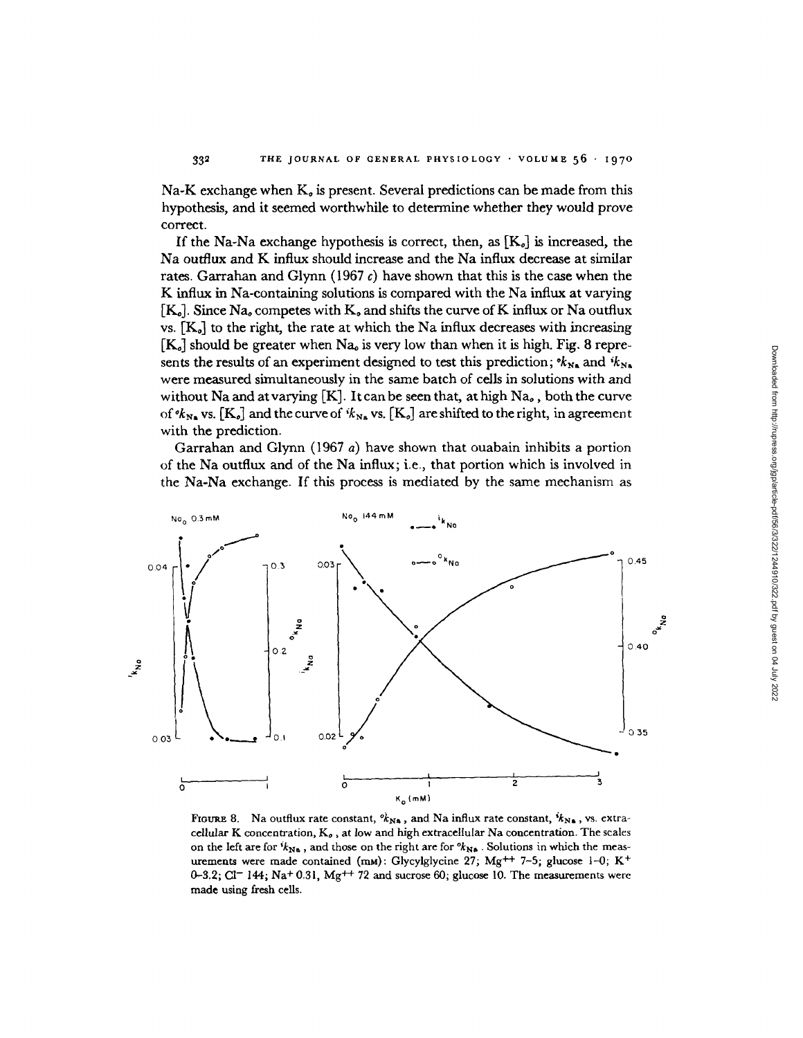Na-K exchange when $K_o$ is present. Several predictions can be made from this hypothesis, and it seemed worthwhile to determine whether they would prove correct.

If the Na-Na exchange hypothesis is correct, then, as $[K_o]$ is increased, the Na outflux and K influx should increase and the Na influx decrease at similar rates. Garrahan and Glynn (1967 *c*) have shown that this is the case when the K influx in Na-containing solutions is compared with the Na influx at varying $[K_o]$. Since $Na_o$ competes with $K_o$ and shifts the curve of K influx or Na outflux vs. $[K_o]$ to the right, the rate at which the Na influx decreases with increasing $[K_o]$ should be greater when $Na_o$ is very low than when it is high. Fig. 8 represents the results of an experiment designed to test this prediction; ${}^ok_{Na}$ and ${}^ik_{Na}$ were measured simultaneously in the same batch of cells in solutions with and without Na and at varying [K]. It can be seen that, at high $Na_o$, both the curve of ${}^ok_{Na}$ vs. $[K_o]$ and the curve of ${}^ik_{Na}$ vs. $[K_o]$ are shifted to the right, in agreement with the prediction.

Garrahan and Glynn (1967 *a*) have shown that ouabain inhibits a portion of the Na outflux and of the Na influx; i.e., that portion which is involved in the Na-Na exchange. If this process is mediated by the same mechanism as

FIGURE 8. Na outflux rate constant, ${}^ok_{Na}$, and Na influx rate constant, ${}^ik_{Na}$, vs. extracellular K concentration, $K_o$, at low and high extracellular Na concentration. The scales on the left are for ${}^ik_{Na}$, and those on the right are for ${}^ok_{Na}$. Solutions in which the measurements were made contained (mM): Glycylglycine 27; $Mg^{++}$ 7–5; glucose 1–0; $K^+$ 0–3.2; $Cl^-$ 144; $Na^+$ 0.31, $Mg^{++}$ 72 and sucrose 60; glucose 10. The measurements were made using fresh cells.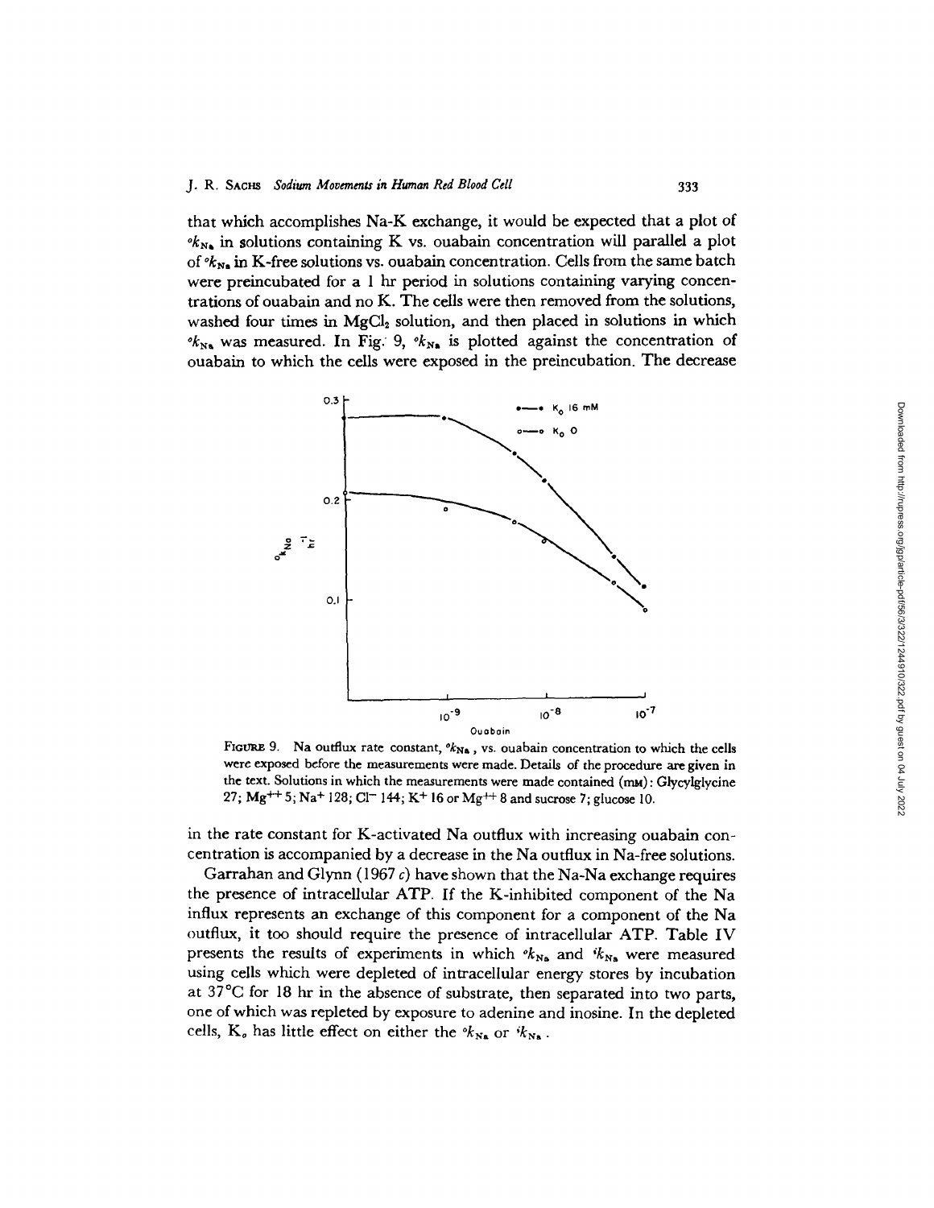that which accomplishes Na-K exchange, it would be expected that a plot of ${}^{o}k_{Na}$ in solutions containing K vs. ouabain concentration will parallel a plot of ${}^{o}k_{Na}$ in K-free solutions vs. ouabain concentration. Cells from the same batch were preincubated for a 1 hr period in solutions containing varying concentrations of ouabain and no K. The cells were then removed from the solutions, washed four times in $MgCl_2$ solution, and then placed in solutions in which ${}^{o}k_{Na}$ was measured. In Fig. 9, ${}^{o}k_{Na}$ is plotted against the concentration of ouabain to which the cells were exposed in the preincubation. The decrease

FIGURE 9. Na outflux rate constant, ${}^{o}k_{Na}$, vs. ouabain concentration to which the cells were exposed before the measurements were made. Details of the procedure are given in the text. Solutions in which the measurements were made contained (mM): Glycylglycine 27; $Mg^{++}$ 5; $Na^{+}$ 128; $Cl^{-}$ 144; $K^{+}$ 16 or $Mg^{++}$ 8 and sucrose 7; glucose 10.

in the rate constant for K-activated Na outflux with increasing ouabain concentration is accompanied by a decrease in the Na outflux in Na-free solutions.

Garrahan and Glynn (1967 *c*) have shown that the Na-Na exchange requires the presence of intracellular ATP. If the K-inhibited component of the Na influx represents an exchange of this component for a component of the Na outflux, it too should require the presence of intracellular ATP. Table IV presents the results of experiments in which ${}^{o}k_{Na}$ and ${}^{i}k_{Na}$ were measured using cells which were depleted of intracellular energy stores by incubation at 37°C for 18 hr in the absence of substrate, then separated into two parts, one of which was repleted by exposure to adenine and inosine. In the depleted cells, $K_o$ has little effect on either the ${}^{o}k_{Na}$ or ${}^{i}k_{Na}$.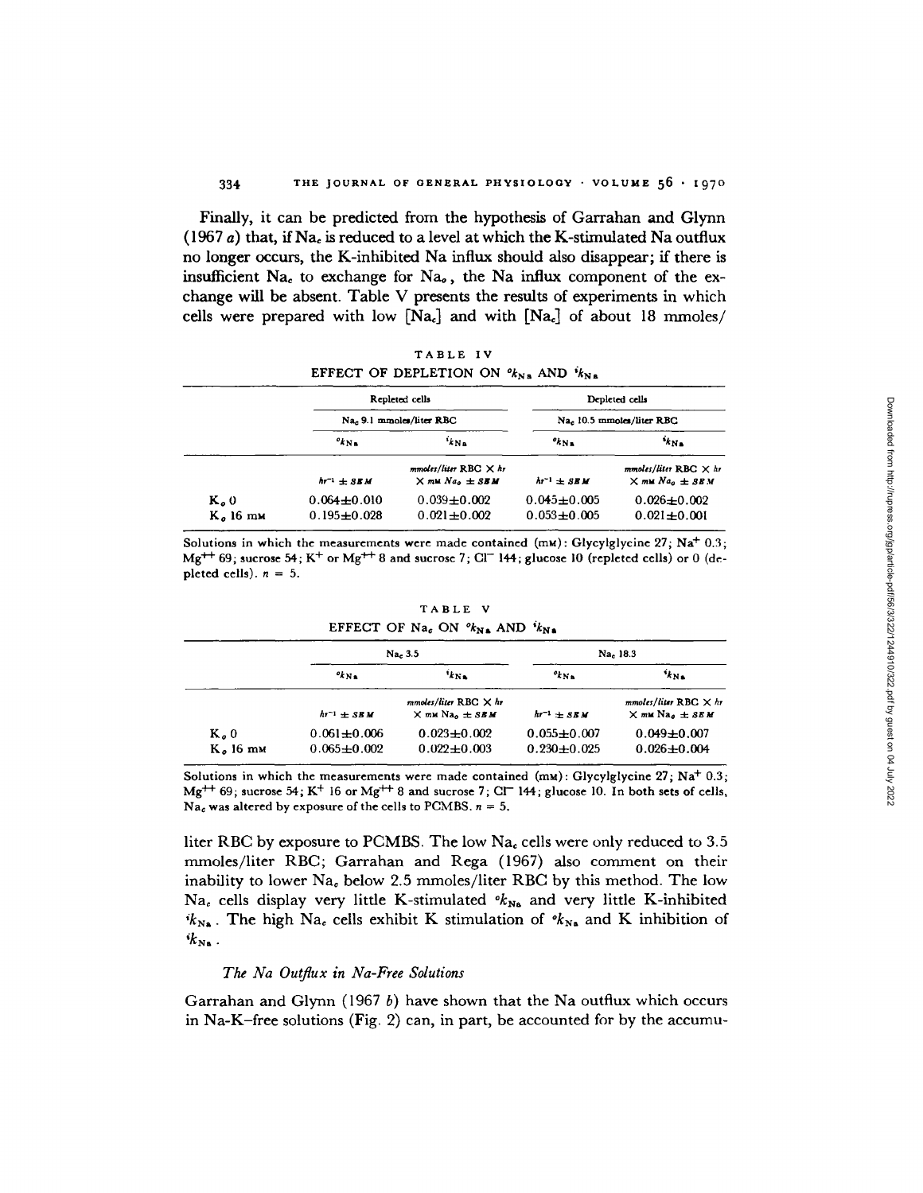Finally, it can be predicted from the hypothesis of Garrahan and Glynn (1967 *a*) that, if $Na_c$ is reduced to a level at which the K-stimulated Na outflux no longer occurs, the K-inhibited Na influx should also disappear; if there is insufficient $Na_c$ to exchange for $Na_o$, the Na influx component of the exchange will be absent. Table V presents the results of experiments in which cells were prepared with low $[Na_c]$ and with $[Na_c]$ of about 18 mmoles/liter RBC by exposure to PCMBS. The low $Na_c$ cells were only reduced to 3.5 mmoles/liter RBC; Garrahan and Rega (1967) also comment on their inability to lower $Na_c$ below 2.5 mmoles/liter RBC by this method. The low $Na_c$ cells display very little K-stimulated ${}^{o}k_{Na}$ and very little K-inhibited ${}^{i}k_{Na}$. The high $Na_c$ cells exhibit K stimulation of ${}^{o}k_{Na}$ and K inhibition of ${}^{i}k_{Na}$.

TABLE IV

EFFECT OF DEPLETION ON ${}^{o}k_{Na}$ AND ${}^{i}k_{Na}$

| | Repleted cells $Na_c$ 9.1 mmoles/liter RBC | | Depleted cells $Na_c$ 10.5 mmoles/liter RBC | |
|---|---|---|---|---|
| | ${}^{o}k_{Na}$ | ${}^{i}k_{Na}$ | ${}^{o}k_{Na}$ | ${}^{i}k_{Na}$ |
| | $hr^{-1} \pm SEM$ | mmoles/liter RBC × hr × mM $Na_o$ ± SEM | $hr^{-1} \pm SEM$ | mmoles/liter RBC × hr × mM $Na_o$ ± SEM |
| $K_o$ 0 | 0.064±0.010 | 0.039±0.002 | 0.045±0.005 | 0.026±0.002 |
| $K_o$ 16 mM | 0.195±0.028 | 0.021±0.002 | 0.053±0.005 | 0.021±0.001 |

Solutions in which the measurements were made contained (mM): Glycylglycine 27; $Na^+$ 0.3; $Mg^{++}$ 69; sucrose 54; $K^+$ or $Mg^{++}$ 8 and sucrose 7; $Cl^-$ 144; glucose 10 (repleted cells) or 0 (depleted cells). $n = 5$.

TABLE V

EFFECT OF $Na_c$ ON ${}^{o}k_{Na}$ AND ${}^{i}k_{Na}$

| | $Na_c$ 3.5 | | $Na_c$ 18.3 | |
|---|---|---|---|---|
| | ${}^{o}k_{Na}$ | ${}^{i}k_{Na}$ | ${}^{o}k_{Na}$ | ${}^{i}k_{Na}$ |
| | $hr^{-1} \pm SEM$ | mmoles/liter RBC × hr × mM $Na_o$ ± SEM | $hr^{-1} \pm SEM$ | mmoles/liter RBC × hr × mM $Na_o$ ± SEM |
| $K_o$ 0 | 0.061±0.006 | 0.023±0.002 | 0.055±0.007 | 0.049±0.007 |
| $K_o$ 16 mM | 0.065±0.002 | 0.022±0.003 | 0.230±0.025 | 0.026±0.004 |

Solutions in which the measurements were made contained (mM): Glycylglycine 27; $Na^+$ 0.3; $Mg^{++}$ 69; sucrose 54; $K^+$ 16 or $Mg^{++}$ 8 and sucrose 7; $Cl^-$ 144; glucose 10. In both sets of cells, $Na_c$ was altered by exposure of the cells to PCMBS. $n = 5$.

### *The Na Outflux in Na-Free Solutions*

Garrahan and Glynn (1967 *b*) have shown that the Na outflux which occurs in Na-K–free solutions (Fig. 2) can, in part, be accounted for by the accumu-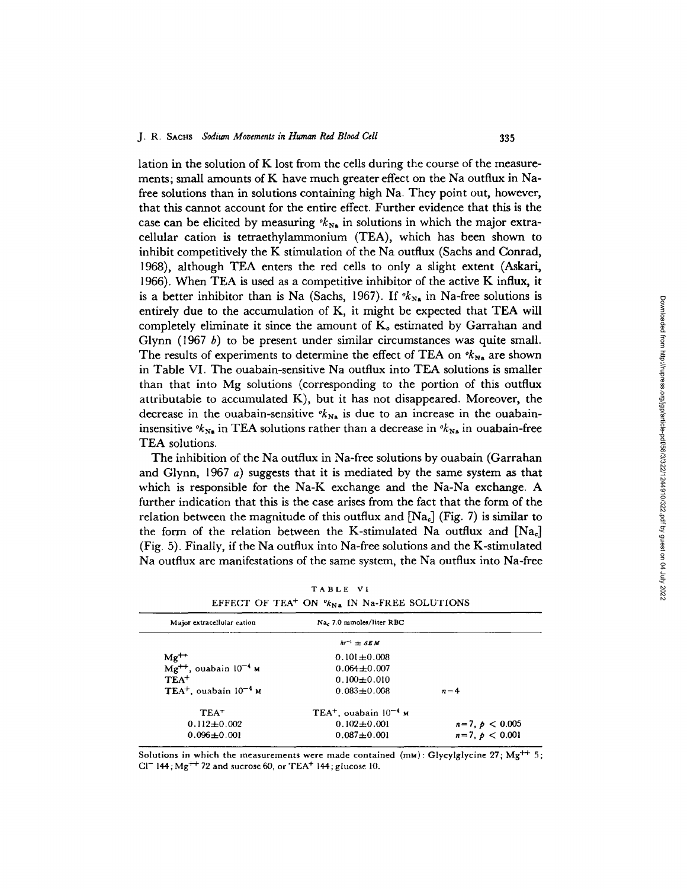lation in the solution of K lost from the cells during the course of the measurements; small amounts of K have much greater effect on the Na outflux in Na-free solutions than in solutions containing high Na. They point out, however, that this cannot account for the entire effect. Further evidence that this is the case can be elicited by measuring ${}^{o}k_{Na}$ in solutions in which the major extracellular cation is tetraethylammonium (TEA), which has been shown to inhibit competitively the K stimulation of the Na outflux (Sachs and Conrad, 1968), although TEA enters the red cells to only a slight extent (Askari, 1966). When TEA is used as a competitive inhibitor of the active K influx, it is a better inhibitor than is Na (Sachs, 1967). If ${}^{o}k_{Na}$ in Na-free solutions is entirely due to the accumulation of K, it might be expected that TEA will completely eliminate it since the amount of $K_o$ estimated by Garrahan and Glynn (1967 *b*) to be present under similar circumstances was quite small. The results of experiments to determine the effect of TEA on ${}^{o}k_{Na}$ are shown in Table VI. The ouabain-sensitive Na outflux into TEA solutions is smaller than that into Mg solutions (corresponding to the portion of this outflux attributable to accumulated K), but it has not disappeared. Moreover, the decrease in the ouabain-sensitive ${}^{o}k_{Na}$ is due to an increase in the ouabain-insensitive ${}^{o}k_{Na}$ in TEA solutions rather than a decrease in ${}^{o}k_{Na}$ in ouabain-free TEA solutions.

The inhibition of the Na outflux in Na-free solutions by ouabain (Garrahan and Glynn, 1967 *a*) suggests that it is mediated by the same system as that which is responsible for the Na-K exchange and the Na-Na exchange. A further indication that this is the case arises from the fact that the form of the relation between the magnitude of this outflux and $[Na_c]$ (Fig. 7) is similar to the form of the relation between the K-stimulated Na outflux and $[Na_c]$ (Fig. 5). Finally, if the Na outflux into Na-free solutions and the K-stimulated Na outflux are manifestations of the same system, the Na outflux into Na-free

TABLE VI

EFFECT OF $TEA^+$ ON ${}^{o}k_{Na}$ IN Na-FREE SOLUTIONS

| Major extracellular cation | $Na_c$ 7.0 mmoles/liter RBC | |
|---|---|---|
| | $hr^{-1} \pm SEM$ | |
| $Mg^{++}$ | 0.101±0.008 | |
| $Mg^{++}$, ouabain $10^{-4}$ M | 0.064±0.007 | |
| $TEA^+$ | 0.100±0.010 | |
| $TEA^+$, ouabain $10^{-4}$ M | 0.083±0.008 | $n = 4$ |
| $TEA^+$ | $TEA^+$, ouabain $10^{-4}$ M | |
| 0.112±0.002 | 0.102±0.001 | $n = 7$, $p < 0.005$ |
| 0.096±0.001 | 0.087±0.001 | $n = 7$, $p < 0.001$ |

Solutions in which the measurements were made contained (mM): Glycylglycine 27; $Mg^{++}$ 5; $Cl^-$ 144; $Mg^{++}$ 72 and sucrose 60, or $TEA^+$ 144; glucose 10.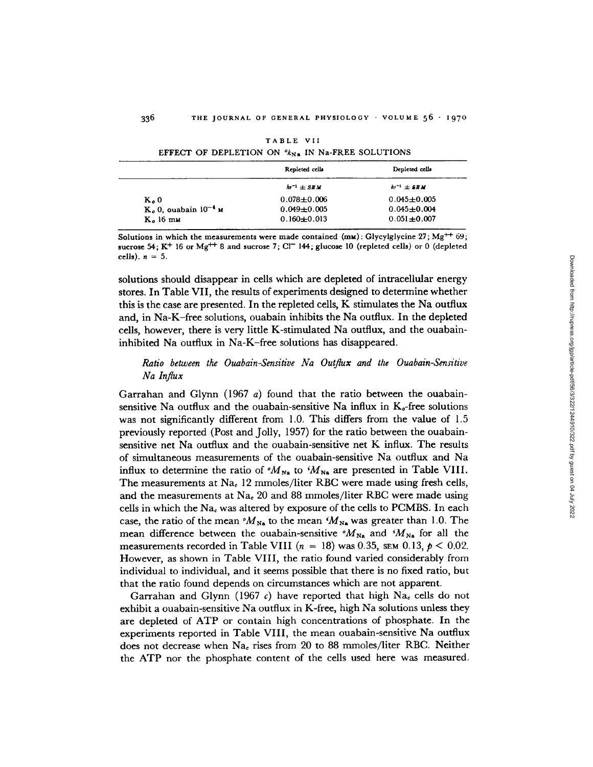TABLE VII

EFFECT OF DEPLETION ON $^{o}k_{Na}$ IN Na-FREE SOLUTIONS

| | Repleted cells | Depleted cells |
|---|---|---|
| | $hr^{-1} \pm$ SEM | $hr^{-1} \pm$ SEM |
| $K_o$ 0 | 0.078±0.006 | 0.045±0.005 |
| $K_o$ 0, ouabain $10^{-4}$ M | 0.049±0.005 | 0.045±0.004 |
| $K_o$ 16 mM | 0.160±0.013 | 0.051±0.007 |

Solutions in which the measurements were made contained (mM): Glycylglycine 27; $Mg^{++}$ 69; sucrose 54; $K^+$ 16 or $Mg^{++}$ 8 and sucrose 7; $Cl^-$ 144; glucose 10 (repleted cells) or 0 (depleted cells). $n = 5$.

solutions should disappear in cells which are depleted of intracellular energy stores. In Table VII, the results of experiments designed to determine whether this is the case are presented. In the repleted cells, K stimulates the Na outflux and, in Na-K–free solutions, ouabain inhibits the Na outflux. In the depleted cells, however, there is very little K-stimulated Na outflux, and the ouabain-inhibited Na outflux in Na-K–free solutions has disappeared.

### *Ratio between the Ouabain-Sensitive Na Outflux and the Ouabain-Sensitive Na Influx*

Garrahan and Glynn (1967 *a*) found that the ratio between the ouabain-sensitive Na outflux and the ouabain-sensitive Na influx in $K_o$-free solutions was not significantly different from 1.0. This differs from the value of 1.5 previously reported (Post and Jolly, 1957) for the ratio between the ouabain-sensitive net Na outflux and the ouabain-sensitive net K influx. The results of simultaneous measurements of the ouabain-sensitive Na outflux and Na influx to determine the ratio of $^{o}M_{Na}$ to $^{i}M_{Na}$ are presented in Table VIII. The measurements at $Na_c$ 12 mmoles/liter RBC were made using fresh cells, and the measurements at $Na_c$ 20 and 88 mmoles/liter RBC were made using cells in which the $Na_c$ was altered by exposure of the cells to PCMBS. In each case, the ratio of the mean $^{o}M_{Na}$ to the mean $^{i}M_{Na}$ was greater than 1.0. The mean difference between the ouabain-sensitive $^{o}M_{Na}$ and $^{i}M_{Na}$ for all the measurements recorded in Table VIII ($n = 18$) was 0.35, SEM 0.13, $p < 0.02$. However, as shown in Table VIII, the ratio found varied considerably from individual to individual, and it seems possible that there is no fixed ratio, but that the ratio found depends on circumstances which are not apparent.

Garrahan and Glynn (1967 *c*) have reported that high $Na_c$ cells do not exhibit a ouabain-sensitive Na outflux in K-free, high Na solutions unless they are depleted of ATP or contain high concentrations of phosphate. In the experiments reported in Table VIII, the mean ouabain-sensitive Na outflux does not decrease when $Na_c$ rises from 20 to 88 mmoles/liter RBC. Neither the ATP nor the phosphate content of the cells used here was measured.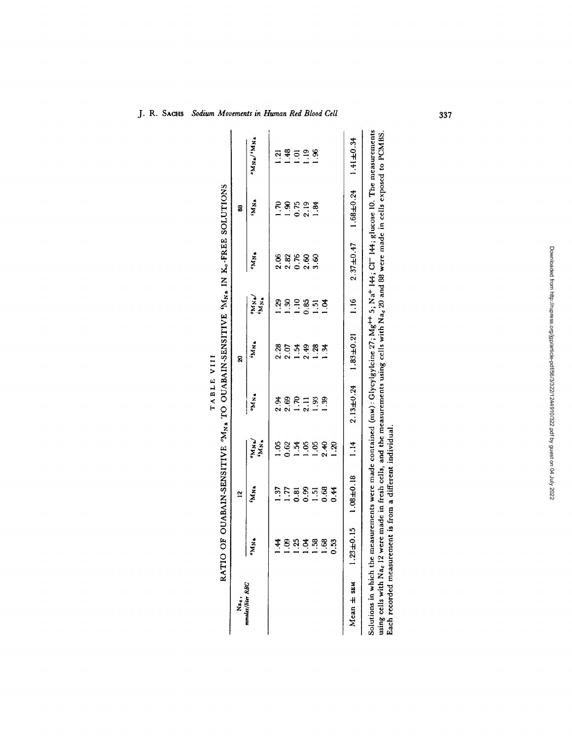TABLE VIII

RATIO OF OUABAIN-SENSITIVE $^{o}M_{Na}$ TO OUABAIN-SENSITIVE $^{i}M_{Na}$ IN $K_o$-FREE SOLUTIONS

| $Na_c$, mmoles/liter RBC | 12 | | | 20 | | | 88 | | |
|---|---|---|---|---|---|---|---|---|---|
| | $^{o}M_{Na}$ | $^{i}M_{Na}$ | $^{o}M_{Na}/^{i}M_{Na}$ | $^{o}M_{Na}$ | $^{i}M_{Na}$ | $^{o}M_{Na}/^{i}M_{Na}$ | $^{o}M_{Na}$ | $^{i}M_{Na}$ | $^{o}M_{Na}/^{i}M_{Na}$ |
| | 1.44 | 1.37 | 1.05 | 2.94 | 2.28 | 1.29 | 2.06 | 1.70 | 1.21 |
| | 1.09 | 1.77 | 0.62 | 2.69 | 2.07 | 1.30 | 2.82 | 1.90 | 1.48 |
| | 1.25 | 0.81 | 1.54 | 1.70 | 1.54 | 1.10 | 0.76 | 0.75 | 1.01 |
| | 1.04 | 0.99 | 1.05 | 2.11 | 2.49 | 0.85 | 2.60 | 2.19 | 1.19 |
| | 1.58 | 1.51 | 1.05 | 1.93 | 1.28 | 1.51 | 3.60 | 1.84 | 1.96 |
| | 1.68 | 0.68 | 2.40 | 1.39 | 1.34 | 1.04 | | | |
| | 0.53 | 0.44 | 1.20 | | | | | | |
| Mean ± SEM | 1.23±0.15 | 1.08±0.18 | 1.14 | 2.13±0.24 | 1.83±0.21 | 1.16 | 2.37±0.47 | 1.68±0.24 | 1.41±0.34 |

Solutions in which the measurements were made contained (mM): Glycylglycine 27; $Mg^{++}$ 5; $Na^{+}$ 144; $Cl^{-}$ 144; glucose 10. The measurements using cells with $Na_c$ 12 were made in fresh cells, and the measurements using cells with $Na_c$ 20 and 88 were made in cells exposed to PCMBS. Each recorded measurement is from a different individual.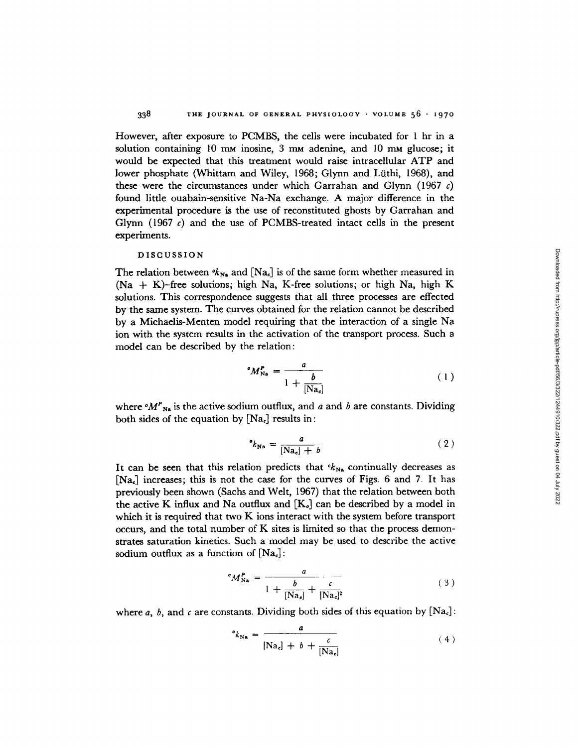However, after exposure to PCMBS, the cells were incubated for 1 hr in a solution containing 10 mM inosine, 3 mM adenine, and 10 mM glucose; it would be expected that this treatment would raise intracellular ATP and lower phosphate (Whittam and Wiley, 1968; Glynn and Lüthi, 1968), and these were the circumstances under which Garrahan and Glynn (1967 *c*) found little ouabain-sensitive Na-Na exchange. A major difference in the experimental procedure is the use of reconstituted ghosts by Garrahan and Glynn (1967 *c*) and the use of PCMBS-treated intact cells in the present experiments.

## DISCUSSION

The relation between ${}^{o}k_{Na}$ and $[Na_e]$ is of the same form whether measured in (Na + K)-free solutions; high Na, K-free solutions; or high Na, high K solutions. This correspondence suggests that all three processes are effected by the same system. The curves obtained for the relation cannot be described by a Michaelis-Menten model requiring that the interaction of a single Na ion with the system results in the activation of the transport process. Such a model can be described by the relation:

$$
{}^{o}M^{P}_{Na} = \frac{a}{1 + \dfrac{b}{[Na_e]}} \tag{1}
$$

where ${}^{o}M^{P}{}_{Na}$ is the active sodium outflux, and $a$ and $b$ are constants. Dividing both sides of the equation by $[Na_e]$ results in:

$$
{}^{o}k_{Na} = \frac{a}{[Na_e] + b} \tag{2}
$$

It can be seen that this relation predicts that ${}^{o}k_{Na}$ continually decreases as $[Na_e]$ increases; this is not the case for the curves of Figs. 6 and 7. It has previously been shown (Sachs and Welt, 1967) that the relation between both the active K influx and Na outflux and $[K_o]$ can be described by a model in which it is required that two K ions interact with the system before transport occurs, and the total number of K sites is limited so that the process demonstrates saturation kinetics. Such a model may be used to describe the active sodium outflux as a function of $[Na_e]$:

$$
{}^{o}M^{P}_{Na} = \frac{a}{1 + \dfrac{b}{[Na_e]} + \dfrac{c}{[Na_e]^2}} \tag{3}
$$

where $a$, $b$, and $c$ are constants. Dividing both sides of this equation by $[Na_e]$:

$$
{}^{o}k_{Na} = \frac{a}{[Na_e] + b + \dfrac{c}{[Na_e]}} \tag{4}
$$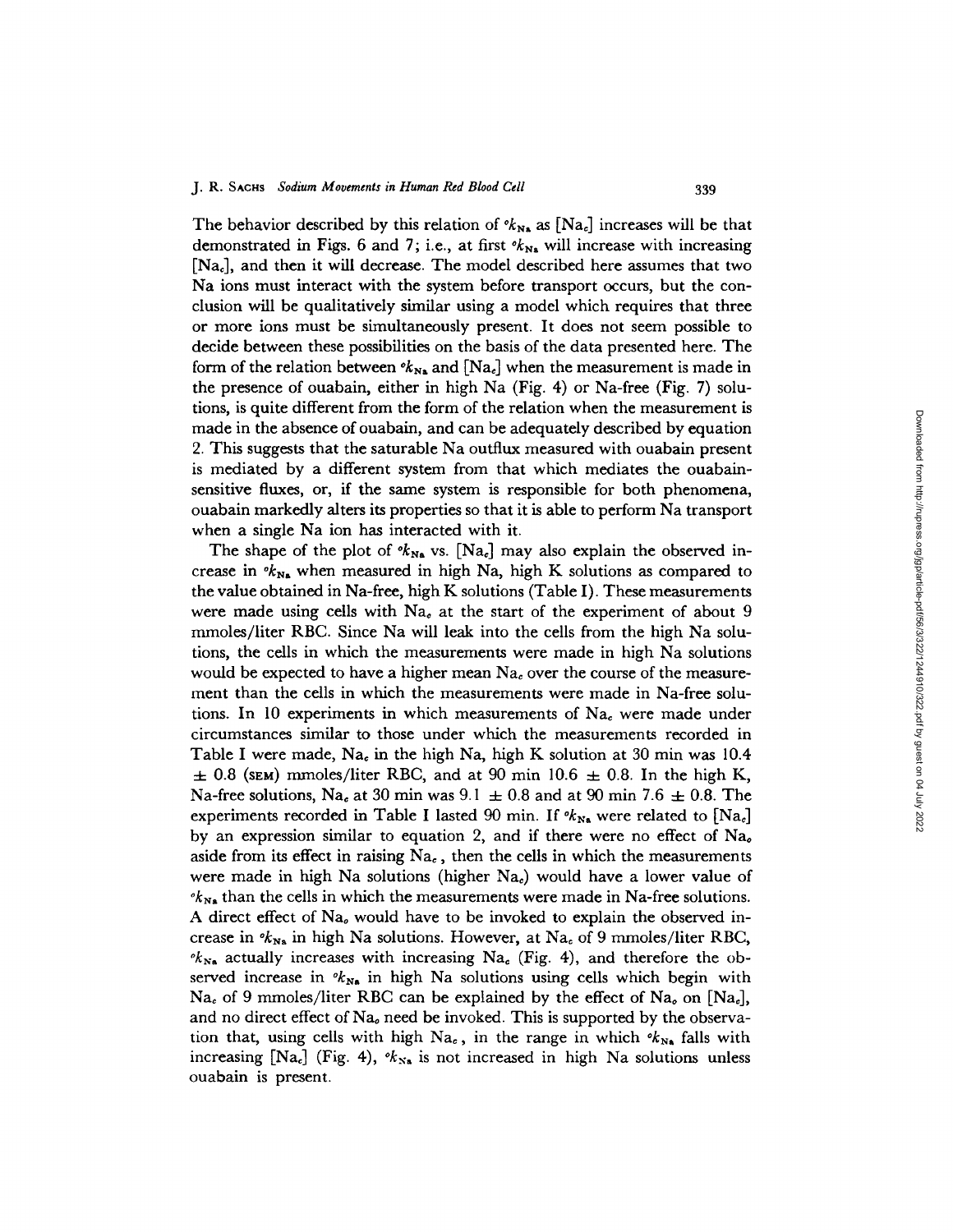The behavior described by this relation of ${}^{o}k_{Na}$ as $[Na_c]$ increases will be that demonstrated in Figs. 6 and 7; i.e., at first ${}^{o}k_{Na}$ will increase with increasing $[Na_c]$, and then it will decrease. The model described here assumes that two Na ions must interact with the system before transport occurs, but the conclusion will be qualitatively similar using a model which requires that three or more ions must be simultaneously present. It does not seem possible to decide between these possibilities on the basis of the data presented here. The form of the relation between ${}^{o}k_{Na}$ and $[Na_c]$ when the measurement is made in the presence of ouabain, either in high Na (Fig. 4) or Na-free (Fig. 7) solutions, is quite different from the form of the relation when the measurement is made in the absence of ouabain, and can be adequately described by equation 2. This suggests that the saturable Na outflux measured with ouabain present is mediated by a different system from that which mediates the ouabain-sensitive fluxes, or, if the same system is responsible for both phenomena, ouabain markedly alters its properties so that it is able to perform Na transport when a single Na ion has interacted with it.

The shape of the plot of ${}^{o}k_{Na}$ vs. $[Na_c]$ may also explain the observed increase in ${}^{o}k_{Na}$ when measured in high Na, high K solutions as compared to the value obtained in Na-free, high K solutions (Table I). These measurements were made using cells with $Na_c$ at the start of the experiment of about 9 mmoles/liter RBC. Since Na will leak into the cells from the high Na solutions, the cells in which the measurements were made in high Na solutions would be expected to have a higher mean $Na_c$ over the course of the measurement than the cells in which the measurements were made in Na-free solutions. In 10 experiments in which measurements of $Na_c$ were made under circumstances similar to those under which the measurements recorded in Table I were made, $Na_c$ in the high Na, high K solution at 30 min was 10.4 $\pm$ 0.8 (SEM) mmoles/liter RBC, and at 90 min 10.6 $\pm$ 0.8. In the high K, Na-free solutions, $Na_c$ at 30 min was 9.1 $\pm$ 0.8 and at 90 min 7.6 $\pm$ 0.8. The experiments recorded in Table I lasted 90 min. If ${}^{o}k_{Na}$ were related to $[Na_c]$ by an expression similar to equation 2, and if there were no effect of $Na_o$ aside from its effect in raising $Na_c$, then the cells in which the measurements were made in high Na solutions (higher $Na_c$) would have a lower value of ${}^{o}k_{Na}$ than the cells in which the measurements were made in Na-free solutions. A direct effect of $Na_o$ would have to be invoked to explain the observed increase in ${}^{o}k_{Na}$ in high Na solutions. However, at $Na_c$ of 9 mmoles/liter RBC, ${}^{o}k_{Na}$ actually increases with increasing $Na_c$ (Fig. 4), and therefore the observed increase in ${}^{o}k_{Na}$ in high Na solutions using cells which begin with $Na_c$ of 9 mmoles/liter RBC can be explained by the effect of $Na_o$ on $[Na_c]$, and no direct effect of $Na_o$ need be invoked. This is supported by the observation that, using cells with high $Na_c$, in the range in which ${}^{o}k_{Na}$ falls with increasing $[Na_c]$ (Fig. 4), ${}^{o}k_{Na}$ is not increased in high Na solutions unless ouabain is present.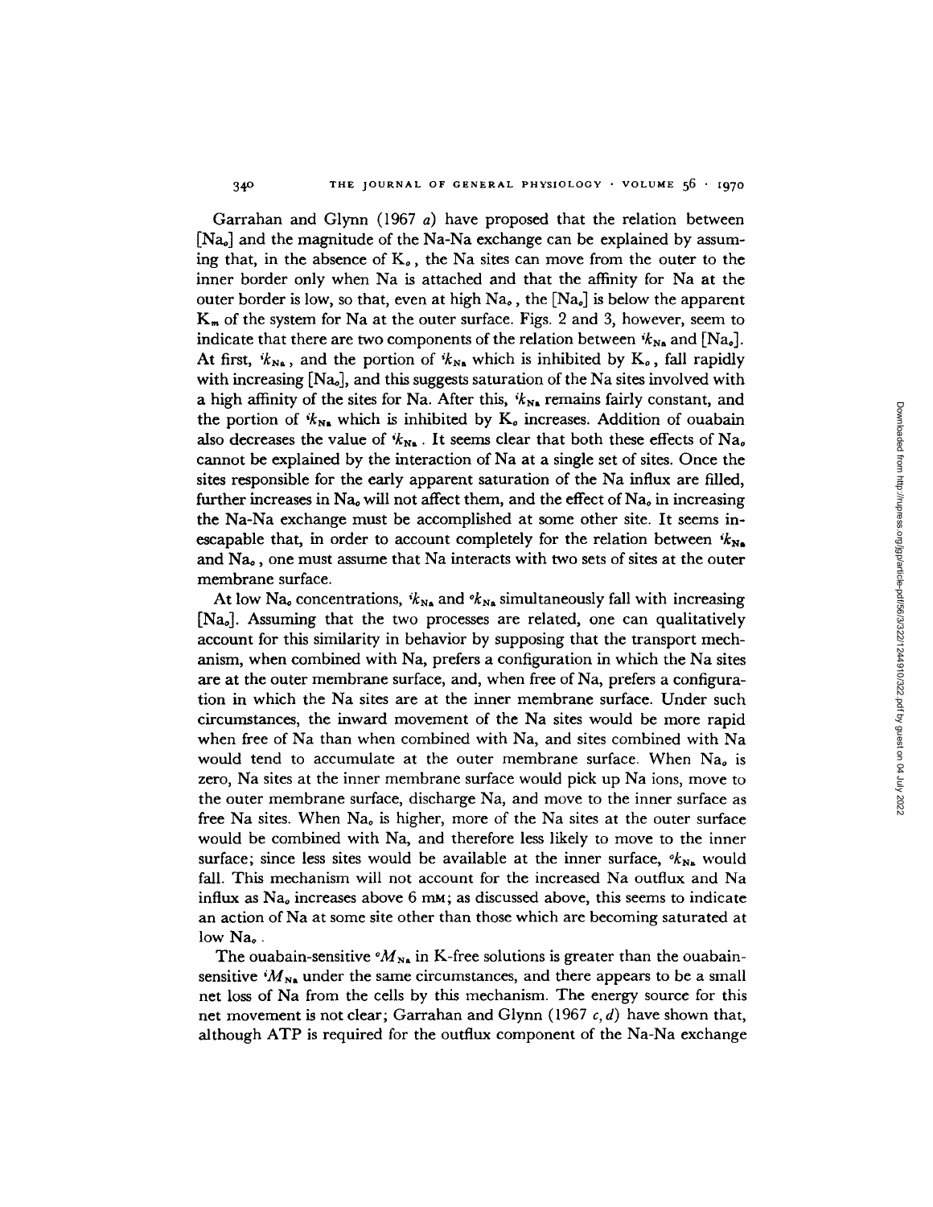Garrahan and Glynn (1967 *a*) have proposed that the relation between [$Na_o$] and the magnitude of the Na-Na exchange can be explained by assuming that, in the absence of $K_o$, the Na sites can move from the outer to the inner border only when Na is attached and that the affinity for Na at the outer border is low, so that, even at high $Na_o$, the [$Na_o$] is below the apparent $K_m$ of the system for Na at the outer surface. Figs. 2 and 3, however, seem to indicate that there are two components of the relation between ${}^ik_{Na}$ and [$Na_o$]. At first, ${}^ik_{Na}$, and the portion of ${}^ik_{Na}$ which is inhibited by $K_o$, fall rapidly with increasing [$Na_o$], and this suggests saturation of the Na sites involved with a high affinity of the sites for Na. After this, ${}^ik_{Na}$ remains fairly constant, and the portion of ${}^ik_{Na}$ which is inhibited by $K_o$ increases. Addition of ouabain also decreases the value of ${}^ik_{Na}$. It seems clear that both these effects of $Na_o$ cannot be explained by the interaction of Na at a single set of sites. Once the sites responsible for the early apparent saturation of the Na influx are filled, further increases in $Na_o$ will not affect them, and the effect of $Na_o$ in increasing the Na-Na exchange must be accomplished at some other site. It seems inescapable that, in order to account completely for the relation between ${}^ik_{Na}$ and $Na_o$, one must assume that Na interacts with two sets of sites at the outer membrane surface.

At low $Na_o$ concentrations, ${}^ik_{Na}$ and ${}^ok_{Na}$ simultaneously fall with increasing [$Na_o$]. Assuming that the two processes are related, one can qualitatively account for this similarity in behavior by supposing that the transport mechanism, when combined with Na, prefers a configuration in which the Na sites are at the outer membrane surface, and, when free of Na, prefers a configuration in which the Na sites are at the inner membrane surface. Under such circumstances, the inward movement of the Na sites would be more rapid when free of Na than when combined with Na, and sites combined with Na would tend to accumulate at the outer membrane surface. When $Na_o$ is zero, Na sites at the inner membrane surface would pick up Na ions, move to the outer membrane surface, discharge Na, and move to the inner surface as free Na sites. When $Na_o$ is higher, more of the Na sites at the outer surface would be combined with Na, and therefore less likely to move to the inner surface; since less sites would be available at the inner surface, ${}^ok_{Na}$ would fall. This mechanism will not account for the increased Na outflux and Na influx as $Na_o$ increases above 6 mM; as discussed above, this seems to indicate an action of Na at some site other than those which are becoming saturated at low $Na_o$.

The ouabain-sensitive ${}^oM_{Na}$ in K-free solutions is greater than the ouabain-sensitive ${}^iM_{Na}$ under the same circumstances, and there appears to be a small net loss of Na from the cells by this mechanism. The energy source for this net movement is not clear; Garrahan and Glynn (1967 *c, d*) have shown that, although ATP is required for the outflux component of the Na-Na exchange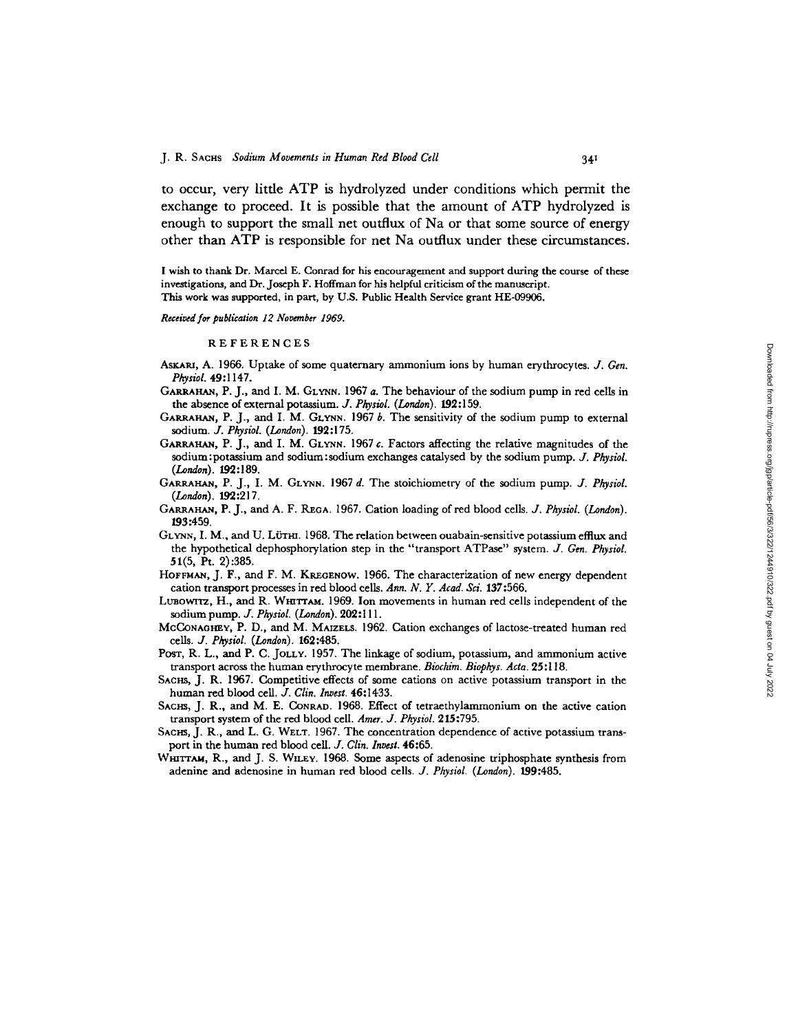to occur, very little ATP is hydrolyzed under conditions which permit the exchange to proceed. It is possible that the amount of ATP hydrolyzed is enough to support the small net outflux of Na or that some source of energy other than ATP is responsible for net Na outflux under these circumstances.

I wish to thank Dr. Marcel E. Conrad for his encouragement and support during the course of these investigations, and Dr. Joseph F. Hoffman for his helpful criticism of the manuscript.
This work was supported, in part, by U.S. Public Health Service grant HE-09906.

*Received for publication 12 November 1969.*

## REFERENCES

Askari, A. 1966. Uptake of some quaternary ammonium ions by human erythrocytes. *J. Gen. Physiol.* **49**:1147.

Garrahan, P. J., and I. M. Glynn. 1967 *a*. The behaviour of the sodium pump in red cells in the absence of external potassium. *J. Physiol. (London).* **192**:159.

Garrahan, P. J., and I. M. Glynn. 1967 *b*. The sensitivity of the sodium pump to external sodium. *J. Physiol. (London).* **192**:175.

Garrahan, P. J., and I. M. Glynn. 1967 *c*. Factors affecting the relative magnitudes of the sodium:potassium and sodium:sodium exchanges catalysed by the sodium pump. *J. Physiol. (London).* **192**:189.

Garrahan, P. J., I. M. Glynn. 1967 *d*. The stoichiometry of the sodium pump. *J. Physiol. (London).* **192**:217.

Garrahan, P. J., and A. F. Rega. 1967. Cation loading of red blood cells. *J. Physiol. (London).* **193**:459.

Glynn, I. M., and U. Lüthi. 1968. The relation between ouabain-sensitive potassium efflux and the hypothetical dephosphorylation step in the "transport ATPase" system. *J. Gen. Physiol.* **51**(5, Pt. 2):385.

Hoffman, J. F., and F. M. Kregenow. 1966. The characterization of new energy dependent cation transport processes in red blood cells. *Ann. N. Y. Acad. Sci.* **137**:566.

Lubowitz, H., and R. Whittam. 1969. Ion movements in human red cells independent of the sodium pump. *J. Physiol. (London).* **202**:111.

McConaghey, P. D., and M. Maizels. 1962. Cation exchanges of lactose-treated human red cells. *J. Physiol. (London).* **162**:485.

Post, R. L., and P. C. Jolly. 1957. The linkage of sodium, potassium, and ammonium active transport across the human erythrocyte membrane. *Biochim. Biophys. Acta.* **25**:118.

Sachs, J. R. 1967. Competitive effects of some cations on active potassium transport in the human red blood cell. *J. Clin. Invest.* **46**:1433.

Sachs, J. R., and M. E. Conrad. 1968. Effect of tetraethylammonium on the active cation transport system of the red blood cell. *Amer. J. Physiol.* **215**:795.

Sachs, J. R., and L. G. Welt. 1967. The concentration dependence of active potassium transport in the human red blood cell. *J. Clin. Invest.* **46**:65.

Whittam, R., and J. S. Wiley. 1968. Some aspects of adenosine triphosphate synthesis from adenine and adenosine in human red blood cells. *J. Physiol. (London).* **199**:485.